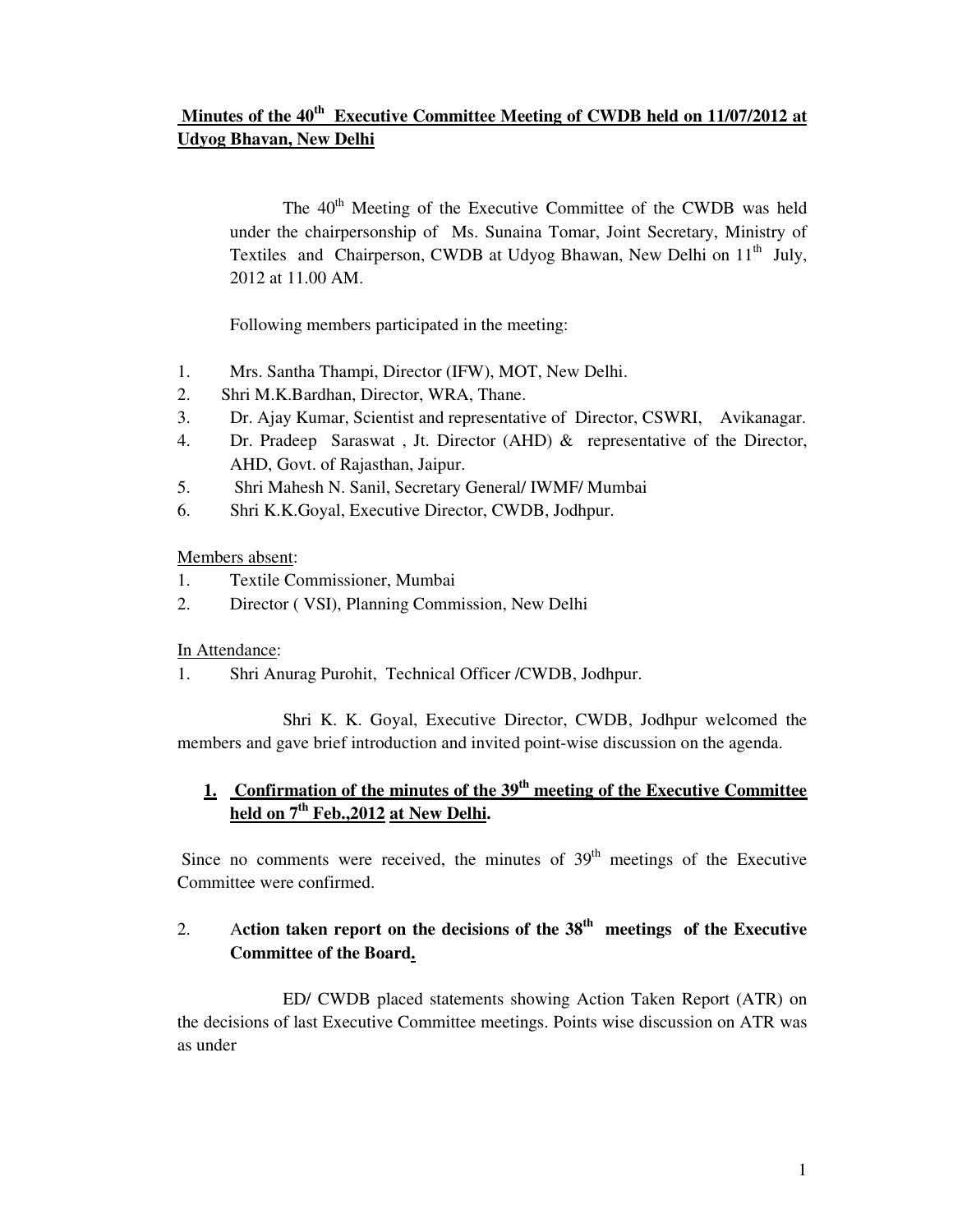**Minutes of the 40th Executive Committee Meeting of CWDB held on 11/07/2012 at Udyog Bhavan, New Delhi**

The 40th Meeting of the Executive Committee of the CWDB was held under the chairpersonship of Ms. Sunaina Tomar, Joint Secretary, Ministry of Textiles and Chairperson, CWDB at Udyog Bhawan, New Delhi on 11th July, 2012 at 11.00 AM.

Following members participated in the meeting:

1. Mrs. Santha Thampi, Director (IFW), MOT, New Delhi.
2. Shri M.K.Bardhan, Director, WRA, Thane.
3. Dr. Ajay Kumar, Scientist and representative of Director, CSWRI, Avikanagar.
4. Dr. Pradeep Saraswat , Jt. Director (AHD) & representative of the Director, AHD, Govt. of Rajasthan, Jaipur.
5. Shri Mahesh N. Sanil, Secretary General/ IWMF/ Mumbai
6. Shri K.K.Goyal, Executive Director, CWDB, Jodhpur.

Members absent:

1. Textile Commissioner, Mumbai
2. Director ( VSI), Planning Commission, New Delhi

In Attendance:

1. Shri Anurag Purohit, Technical Officer /CWDB, Jodhpur.

Shri K. K. Goyal, Executive Director, CWDB, Jodhpur welcomed the members and gave brief introduction and invited point-wise discussion on the agenda.

## 1. Confirmation of the minutes of the 39th meeting of the Executive Committee held on 7th Feb.,2012 at New Delhi.

Since no comments were received, the minutes of 39th meetings of the Executive Committee were confirmed.

## 2. Action taken report on the decisions of the 38th meetings of the Executive Committee of the Board.

ED/ CWDB placed statements showing Action Taken Report (ATR) on the decisions of last Executive Committee meetings. Points wise discussion on ATR was as under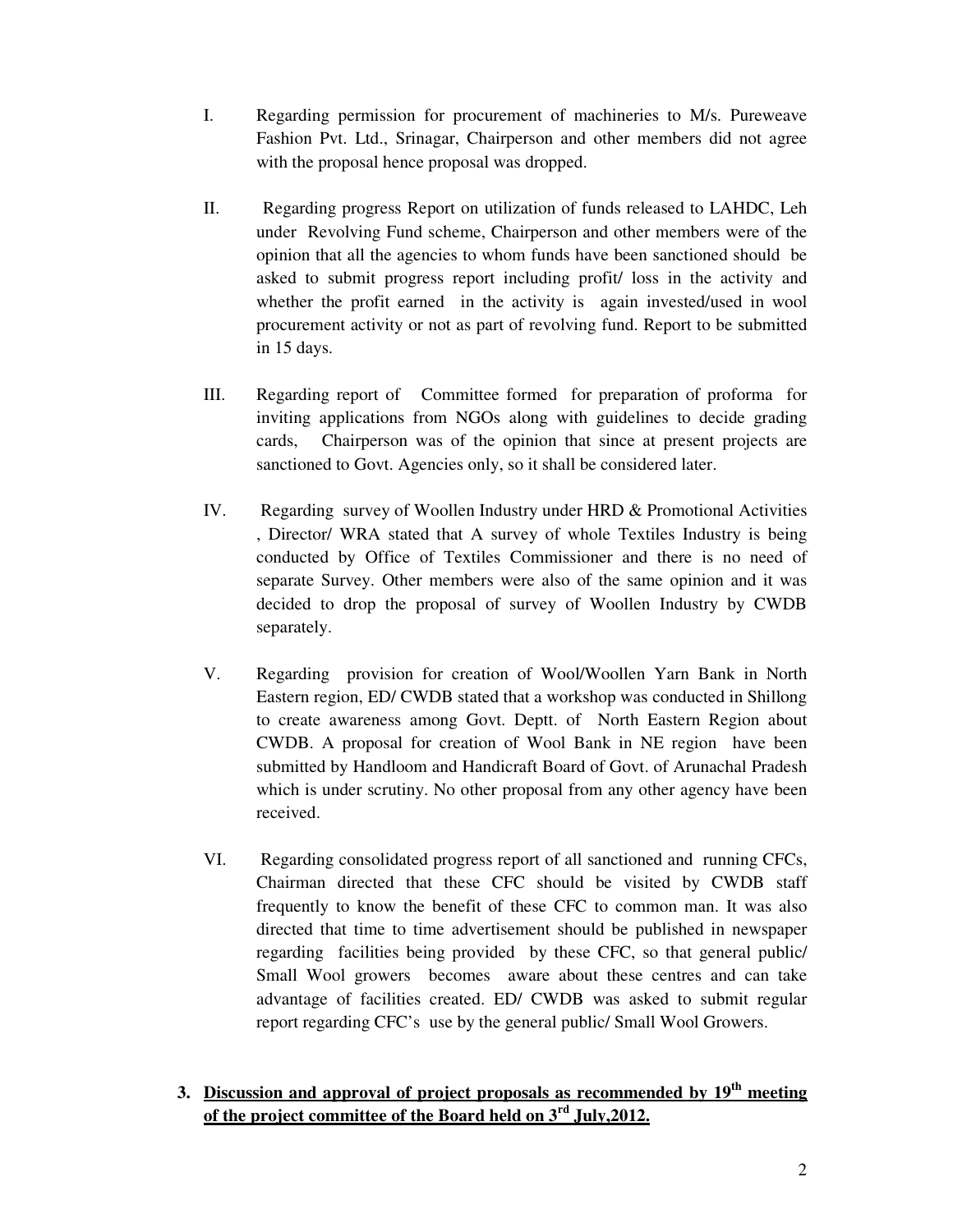I. Regarding permission for procurement of machineries to M/s. Pureweave Fashion Pvt. Ltd., Srinagar, Chairperson and other members did not agree with the proposal hence proposal was dropped.

II. Regarding progress Report on utilization of funds released to LAHDC, Leh under Revolving Fund scheme, Chairperson and other members were of the opinion that all the agencies to whom funds have been sanctioned should be asked to submit progress report including profit/ loss in the activity and whether the profit earned in the activity is again invested/used in wool procurement activity or not as part of revolving fund. Report to be submitted in 15 days.

III. Regarding report of Committee formed for preparation of proforma for inviting applications from NGOs along with guidelines to decide grading cards, Chairperson was of the opinion that since at present projects are sanctioned to Govt. Agencies only, so it shall be considered later.

IV. Regarding survey of Woollen Industry under HRD & Promotional Activities , Director/ WRA stated that A survey of whole Textiles Industry is being conducted by Office of Textiles Commissioner and there is no need of separate Survey. Other members were also of the same opinion and it was decided to drop the proposal of survey of Woollen Industry by CWDB separately.

V. Regarding provision for creation of Wool/Woollen Yarn Bank in North Eastern region, ED/ CWDB stated that a workshop was conducted in Shillong to create awareness among Govt. Deptt. of North Eastern Region about CWDB. A proposal for creation of Wool Bank in NE region have been submitted by Handloom and Handicraft Board of Govt. of Arunachal Pradesh which is under scrutiny. No other proposal from any other agency have been received.

VI. Regarding consolidated progress report of all sanctioned and running CFCs, Chairman directed that these CFC should be visited by CWDB staff frequently to know the benefit of these CFC to common man. It was also directed that time to time advertisement should be published in newspaper regarding facilities being provided by these CFC, so that general public/ Small Wool growers becomes aware about these centres and can take advantage of facilities created. ED/ CWDB was asked to submit regular report regarding CFC's use by the general public/ Small Wool Growers.

**3. <u>Discussion and approval of project proposals as recommended by 19th meeting of the project committee of the Board held on 3rd July,2012.</u>**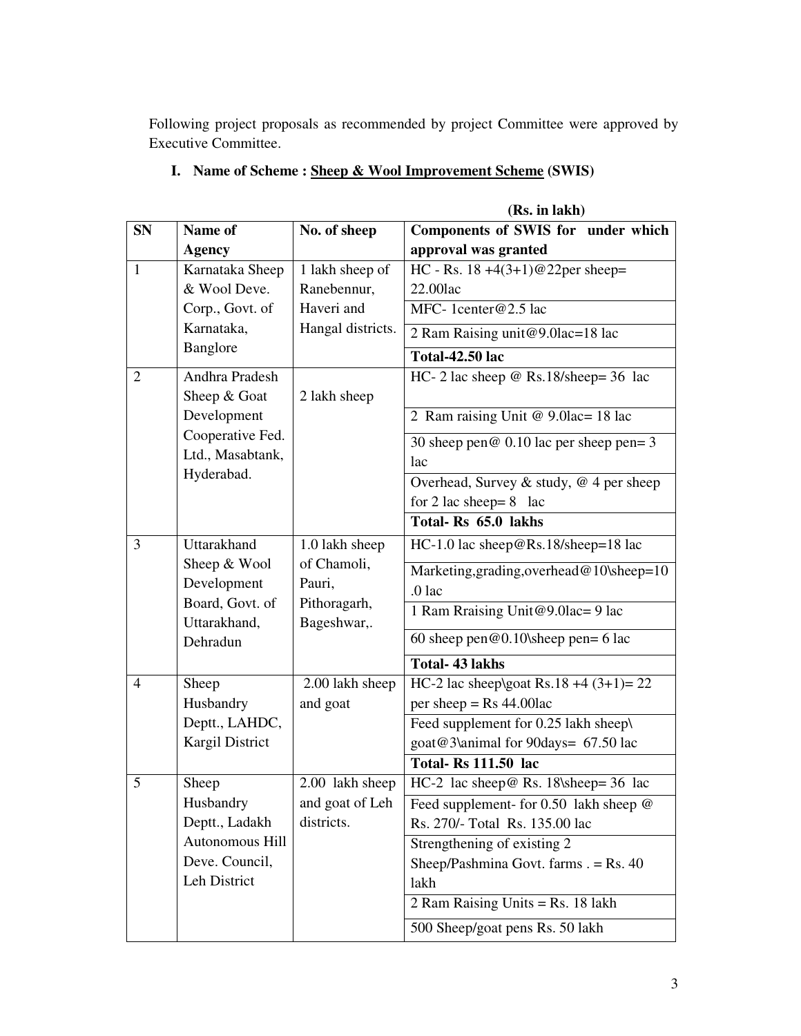Following project proposals as recommended by project Committee were approved by Executive Committee.

## I. Name of Scheme : Sheep & Wool Improvement Scheme (SWIS)

(Rs. in lakh)

| SN | Name of Agency | No. of sheep | Components of SWIS for under which approval was granted |
|---|---|---|---|
| 1 | Karnataka Sheep & Wool Deve. Corp., Govt. of Karnataka, Banglore | 1 lakh sheep of Ranebennur, Haveri and Hangal districts. | HC - Rs. 18 +4(3+1)@22per sheep= 22.00lac |
| | | | MFC- 1center@2.5 lac |
| | | | 2 Ram Raising unit@9.0lac=18 lac |
| | | | **Total-42.50 lac** |
| 2 | Andhra Pradesh Sheep & Goat Development Cooperative Fed. Ltd., Masabtank, Hyderabad. | 2 lakh sheep | HC- 2 lac sheep @ Rs.18/sheep= 36 lac |
| | | | 2 Ram raising Unit @ 9.0lac= 18 lac |
| | | | 30 sheep pen@ 0.10 lac per sheep pen= 3 lac |
| | | | Overhead, Survey & study, @ 4 per sheep for 2 lac sheep= 8 lac |
| | | | **Total- Rs 65.0 lakhs** |
| 3 | Uttarakhand Sheep & Wool Development Board, Govt. of Uttarakhand, Dehradun | 1.0 lakh sheep of Chamoli, Pauri, Pithoragarh, Bageshwar,. | HC-1.0 lac sheep@Rs.18/sheep=18 lac |
| | | | Marketing,grading,overhead@10\sheep=10.0 lac |
| | | | 1 Ram Rraising Unit@9.0lac= 9 lac |
| | | | 60 sheep pen@0.10\sheep pen= 6 lac |
| | | | **Total- 43 lakhs** |
| 4 | Sheep Husbandry Deptt., LAHDC, Kargil District | 2.00 lakh sheep and goat | HC-2 lac sheep\goat Rs.18 +4 (3+1)= 22 per sheep = Rs 44.00lac |
| | | | Feed supplement for 0.25 lakh sheep\ goat@3\animal for 90days= 67.50 lac |
| | | | **Total- Rs 111.50 lac** |
| 5 | Sheep Husbandry Deptt., Ladakh Autonomous Hill Deve. Council, Leh District | 2.00 lakh sheep and goat of Leh districts. | HC-2 lac sheep@ Rs. 18\sheep= 36 lac |
| | | | Feed supplement- for 0.50 lakh sheep @ Rs. 270/- Total Rs. 135.00 lac |
| | | | Strengthening of existing 2 Sheep/Pashmina Govt. farms . = Rs. 40 lakh |
| | | | 2 Ram Raising Units = Rs. 18 lakh |
| | | | 500 Sheep/goat pens Rs. 50 lakh |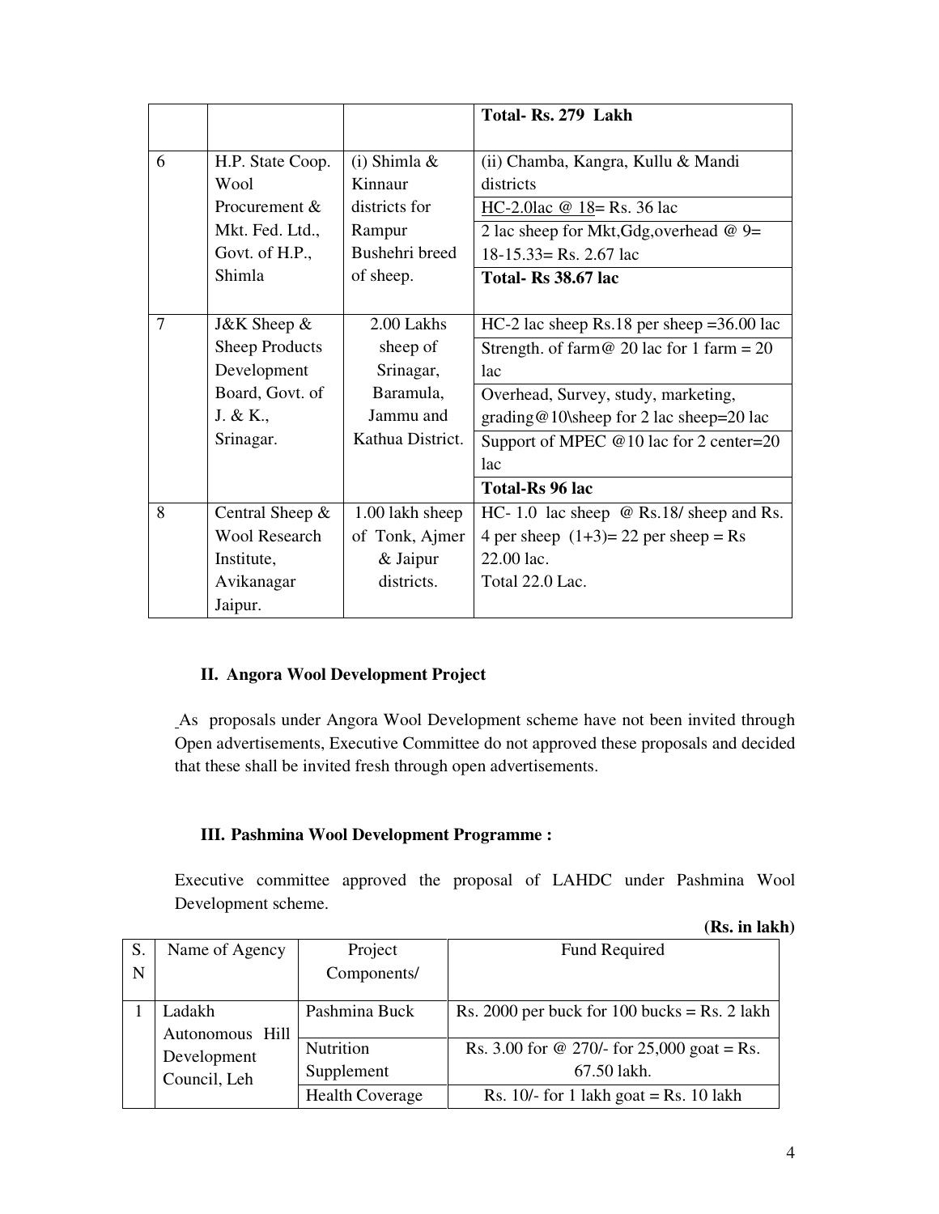| | | | |
|---|---|---|---|
| | | | **Total- Rs. 279 Lakh** |
| 6 | H.P. State Coop. Wool Procurement & Mkt. Fed. Ltd., Govt. of H.P., Shimla | (i) Shimla & Kinnaur districts for Rampur Bushehri breed of sheep. | (ii) Chamba, Kangra, Kullu & Mandi districts |
| | | | HC-2.0lac @ 18= Rs. 36 lac |
| | | | 2 lac sheep for Mkt,Gdg,overhead @ 9= 18-15.33= Rs. 2.67 lac |
| | | | **Total- Rs 38.67 lac** |
| 7 | J&K Sheep & Sheep Products Development Board, Govt. of J. & K., Srinagar. | 2.00 Lakhs sheep of Srinagar, Baramula, Jammu and Kathua District. | HC-2 lac sheep Rs.18 per sheep =36.00 lac |
| | | | Strength. of farm@ 20 lac for 1 farm = 20 lac |
| | | | Overhead, Survey, study, marketing, grading@10\sheep for 2 lac sheep=20 lac |
| | | | Support of MPEC @10 lac for 2 center=20 lac |
| | | | **Total-Rs 96 lac** |
| 8 | Central Sheep & Wool Research Institute, Avikanagar Jaipur. | 1.00 lakh sheep of Tonk, Ajmer & Jaipur districts. | HC- 1.0 lac sheep @ Rs.18/ sheep and Rs. 4 per sheep (1+3)= 22 per sheep = Rs 22.00 lac. Total 22.0 Lac. |

### II. Angora Wool Development Project

As proposals under Angora Wool Development scheme have not been invited through Open advertisements, Executive Committee do not approved these proposals and decided that these shall be invited fresh through open advertisements.

### III. Pashmina Wool Development Programme :

Executive committee approved the proposal of LAHDC under Pashmina Wool Development scheme.

**(Rs. in lakh)**

| S. N | Name of Agency | Project Components/ | Fund Required |
|---|---|---|---|
| 1 | Ladakh Autonomous Hill Development Council, Leh | Pashmina Buck | Rs. 2000 per buck for 100 bucks = Rs. 2 lakh |
| | | Nutrition Supplement | Rs. 3.00 for @ 270/- for 25,000 goat = Rs. 67.50 lakh. |
| | | Health Coverage | Rs. 10/- for 1 lakh goat = Rs. 10 lakh |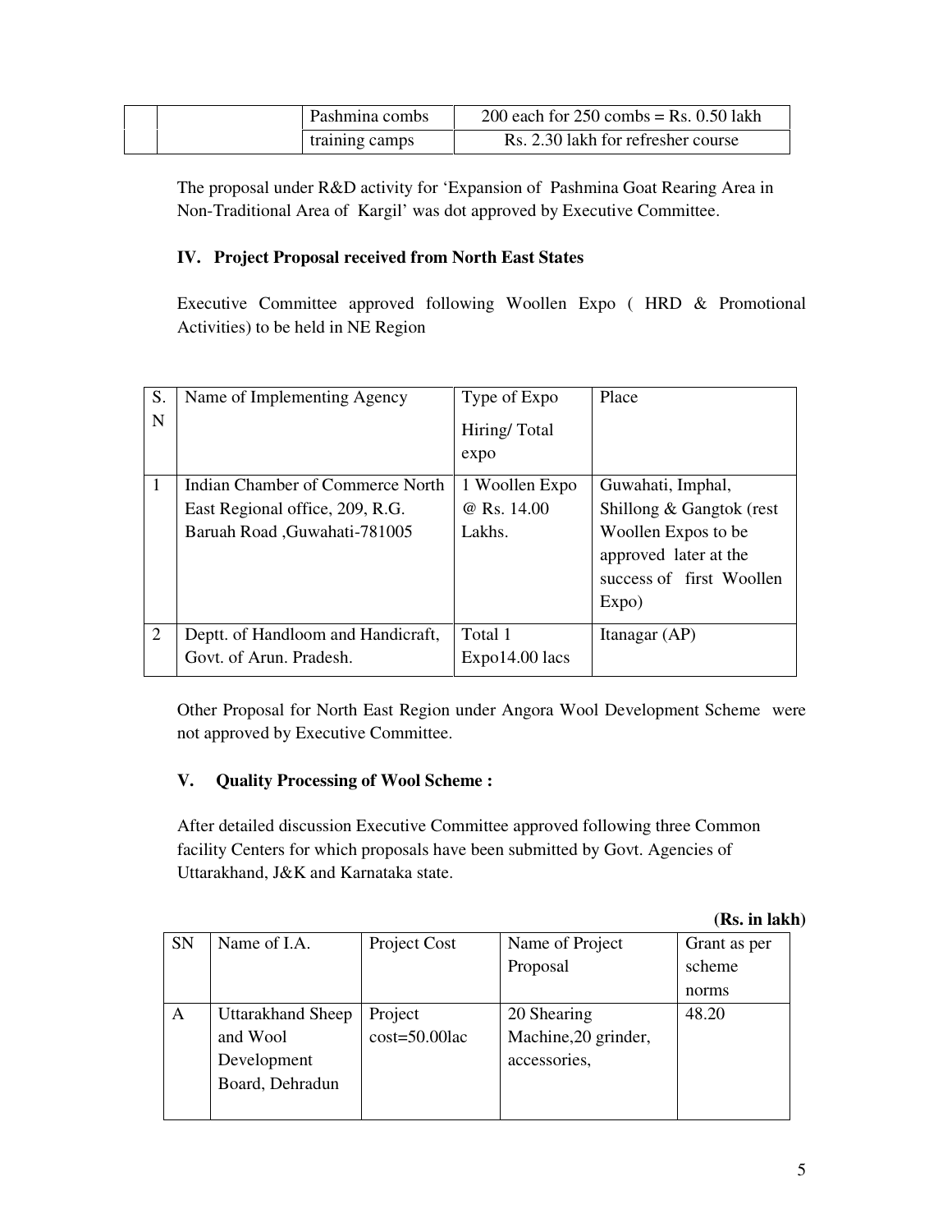| | | Pashmina combs | 200 each for 250 combs = Rs. 0.50 lakh |
|---|---|---|---|
| | | training camps | Rs. 2.30 lakh for refresher course |

The proposal under R&D activity for 'Expansion of Pashmina Goat Rearing Area in Non-Traditional Area of Kargil' was dot approved by Executive Committee.

### IV. Project Proposal received from North East States

Executive Committee approved following Woollen Expo ( HRD & Promotional Activities) to be held in NE Region

| S. N | Name of Implementing Agency | Type of Expo Hiring/ Total expo | Place |
|---|---|---|---|
| 1 | Indian Chamber of Commerce North East Regional office, 209, R.G. Baruah Road ,Guwahati-781005 | 1 Woollen Expo @ Rs. 14.00 Lakhs. | Guwahati, Imphal, Shillong & Gangtok (rest Woollen Expos to be approved later at the success of first Woollen Expo) |
| 2 | Deptt. of Handloom and Handicraft, Govt. of Arun. Pradesh. | Total 1 Expo14.00 lacs | Itanagar (AP) |

Other Proposal for North East Region under Angora Wool Development Scheme were not approved by Executive Committee.

### V. Quality Processing of Wool Scheme :

After detailed discussion Executive Committee approved following three Common facility Centers for which proposals have been submitted by Govt. Agencies of Uttarakhand, J&K and Karnataka state.

**(Rs. in lakh)**

| SN | Name of I.A. | Project Cost | Name of Project Proposal | Grant as per scheme norms |
|---|---|---|---|---|
| A | Uttarakhand Sheep and Wool Development Board, Dehradun | Project cost=50.00lac | 20 Shearing Machine,20 grinder, accessories, | 48.20 |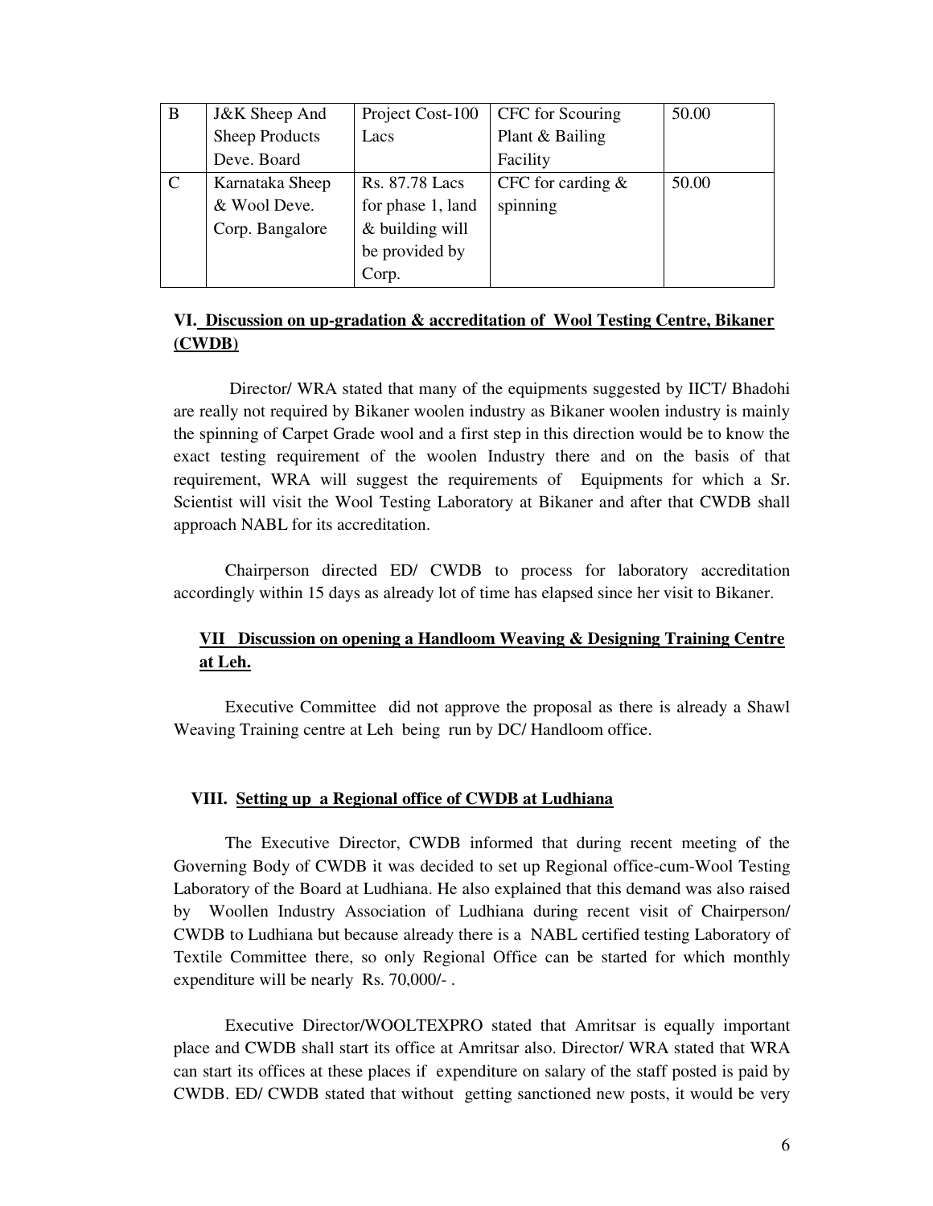| B | J&K Sheep And Sheep Products Deve. Board | Project Cost-100 Lacs | CFC for Scouring Plant & Bailing Facility | 50.00 |
|---|---|---|---|---|
| C | Karnataka Sheep & Wool Deve. Corp. Bangalore | Rs. 87.78 Lacs for phase 1, land & building will be provided by Corp. | CFC for carding & spinning | 50.00 |

## VI. Discussion on up-gradation & accreditation of Wool Testing Centre, Bikaner (CWDB)

Director/ WRA stated that many of the equipments suggested by IICT/ Bhadohi are really not required by Bikaner woolen industry as Bikaner woolen industry is mainly the spinning of Carpet Grade wool and a first step in this direction would be to know the exact testing requirement of the woolen Industry there and on the basis of that requirement, WRA will suggest the requirements of Equipments for which a Sr. Scientist will visit the Wool Testing Laboratory at Bikaner and after that CWDB shall approach NABL for its accreditation.

Chairperson directed ED/ CWDB to process for laboratory accreditation accordingly within 15 days as already lot of time has elapsed since her visit to Bikaner.

## VII Discussion on opening a Handloom Weaving & Designing Training Centre at Leh.

Executive Committee did not approve the proposal as there is already a Shawl Weaving Training centre at Leh being run by DC/ Handloom office.

## VIII. Setting up a Regional office of CWDB at Ludhiana

The Executive Director, CWDB informed that during recent meeting of the Governing Body of CWDB it was decided to set up Regional office-cum-Wool Testing Laboratory of the Board at Ludhiana. He also explained that this demand was also raised by Woollen Industry Association of Ludhiana during recent visit of Chairperson/ CWDB to Ludhiana but because already there is a NABL certified testing Laboratory of Textile Committee there, so only Regional Office can be started for which monthly expenditure will be nearly Rs. 70,000/- .

Executive Director/WOOLTEXPRO stated that Amritsar is equally important place and CWDB shall start its office at Amritsar also. Director/ WRA stated that WRA can start its offices at these places if expenditure on salary of the staff posted is paid by CWDB. ED/ CWDB stated that without getting sanctioned new posts, it would be very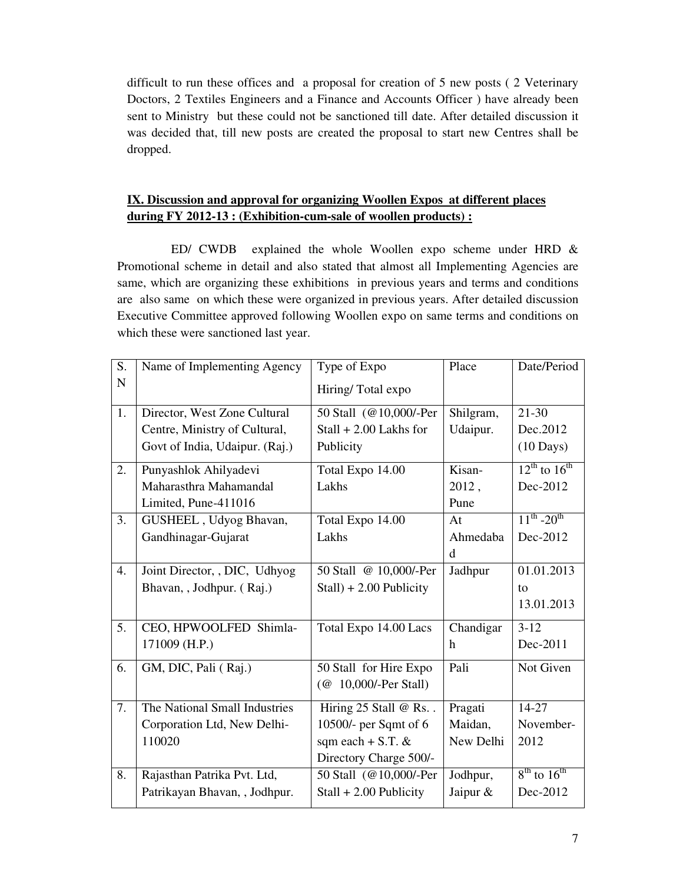difficult to run these offices and a proposal for creation of 5 new posts ( 2 Veterinary Doctors, 2 Textiles Engineers and a Finance and Accounts Officer ) have already been sent to Ministry but these could not be sanctioned till date. After detailed discussion it was decided that, till new posts are created the proposal to start new Centres shall be dropped.

**IX. Discussion and approval for organizing Woollen Expos at different places during FY 2012-13 : (Exhibition-cum-sale of woollen products) :**

ED/ CWDB explained the whole Woollen expo scheme under HRD & Promotional scheme in detail and also stated that almost all Implementing Agencies are same, which are organizing these exhibitions in previous years and terms and conditions are also same on which these were organized in previous years. After detailed discussion Executive Committee approved following Woollen expo on same terms and conditions on which these were sanctioned last year.

| S. N | Name of Implementing Agency | Type of Expo Hiring/ Total expo | Place | Date/Period |
|---|---|---|---|---|
| 1. | Director, West Zone Cultural Centre, Ministry of Cultural, Govt of India, Udaipur. (Raj.) | 50 Stall (@10,000/-Per Stall + 2.00 Lakhs for Publicity | Shilgram, Udaipur. | 21-30 Dec.2012 (10 Days) |
| 2. | Punyashlok Ahilyadevi Maharasthra Mahamandal Limited, Pune-411016 | Total Expo 14.00 Lakhs | Kisan-2012 , Pune | 12th to 16th Dec-2012 |
| 3. | GUSHEEL , Udyog Bhavan, Gandhinagar-Gujarat | Total Expo 14.00 Lakhs | At Ahmedabad | 11th -20th Dec-2012 |
| 4. | Joint Director, , DIC, Udhyog Bhavan, , Jodhpur. ( Raj.) | 50 Stall @ 10,000/-Per Stall) + 2.00 Publicity | Jadhpur | 01.01.2013 to 13.01.2013 |
| 5. | CEO, HPWOOLFED Shimla-171009 (H.P.) | Total Expo 14.00 Lacs | Chandigarh | 3-12 Dec-2011 |
| 6. | GM, DIC, Pali ( Raj.) | 50 Stall for Hire Expo (@ 10,000/-Per Stall) | Pali | Not Given |
| 7. | The National Small Industries Corporation Ltd, New Delhi-110020 | Hiring 25 Stall @ Rs. . 10500/- per Sqmt of 6 sqm each + S.T. & Directory Charge 500/- | Pragati Maidan, New Delhi | 14-27 November-2012 |
| 8. | Rajasthan Patrika Pvt. Ltd, Patrikayan Bhavan, , Jodhpur. | 50 Stall (@10,000/-Per Stall + 2.00 Publicity | Jodhpur, Jaipur & | 8th to 16th Dec-2012 |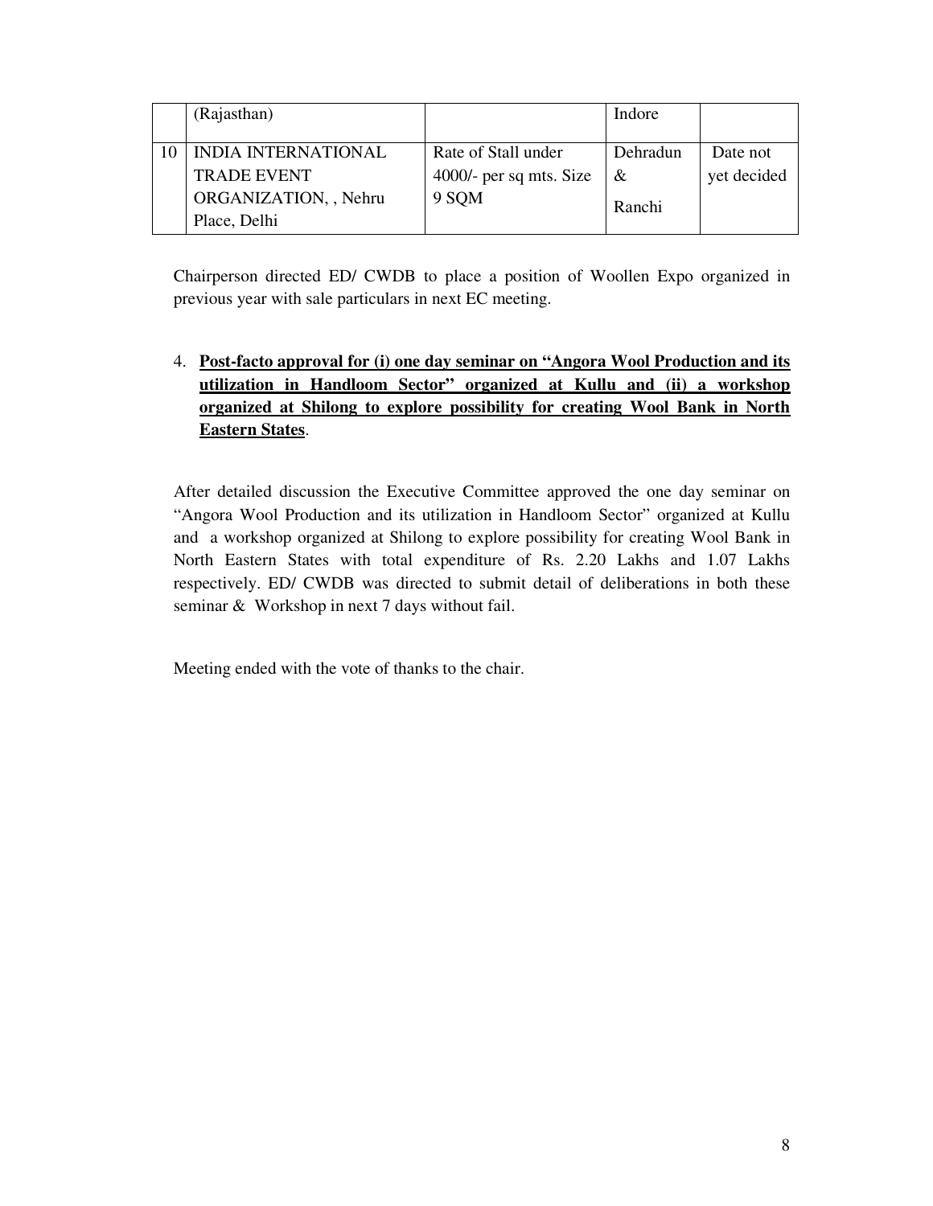| | | | | |
|---|---|---|---|---|
| | (Rajasthan) | | Indore | |
| 10 | INDIA INTERNATIONAL TRADE EVENT ORGANIZATION, , Nehru Place, Delhi | Rate of Stall under 4000/- per sq mts. Size 9 SQM | Dehradun & Ranchi | Date not yet decided |

Chairperson directed ED/ CWDB to place a position of Woollen Expo organized in previous year with sale particulars in next EC meeting.

4. **Post-facto approval for (i) one day seminar on "Angora Wool Production and its utilization in Handloom Sector" organized at Kullu and (ii) a workshop organized at Shilong to explore possibility for creating Wool Bank in North Eastern States**.

After detailed discussion the Executive Committee approved the one day seminar on "Angora Wool Production and its utilization in Handloom Sector" organized at Kullu and a workshop organized at Shilong to explore possibility for creating Wool Bank in North Eastern States with total expenditure of Rs. 2.20 Lakhs and 1.07 Lakhs respectively. ED/ CWDB was directed to submit detail of deliberations in both these seminar & Workshop in next 7 days without fail.

Meeting ended with the vote of thanks to the chair.